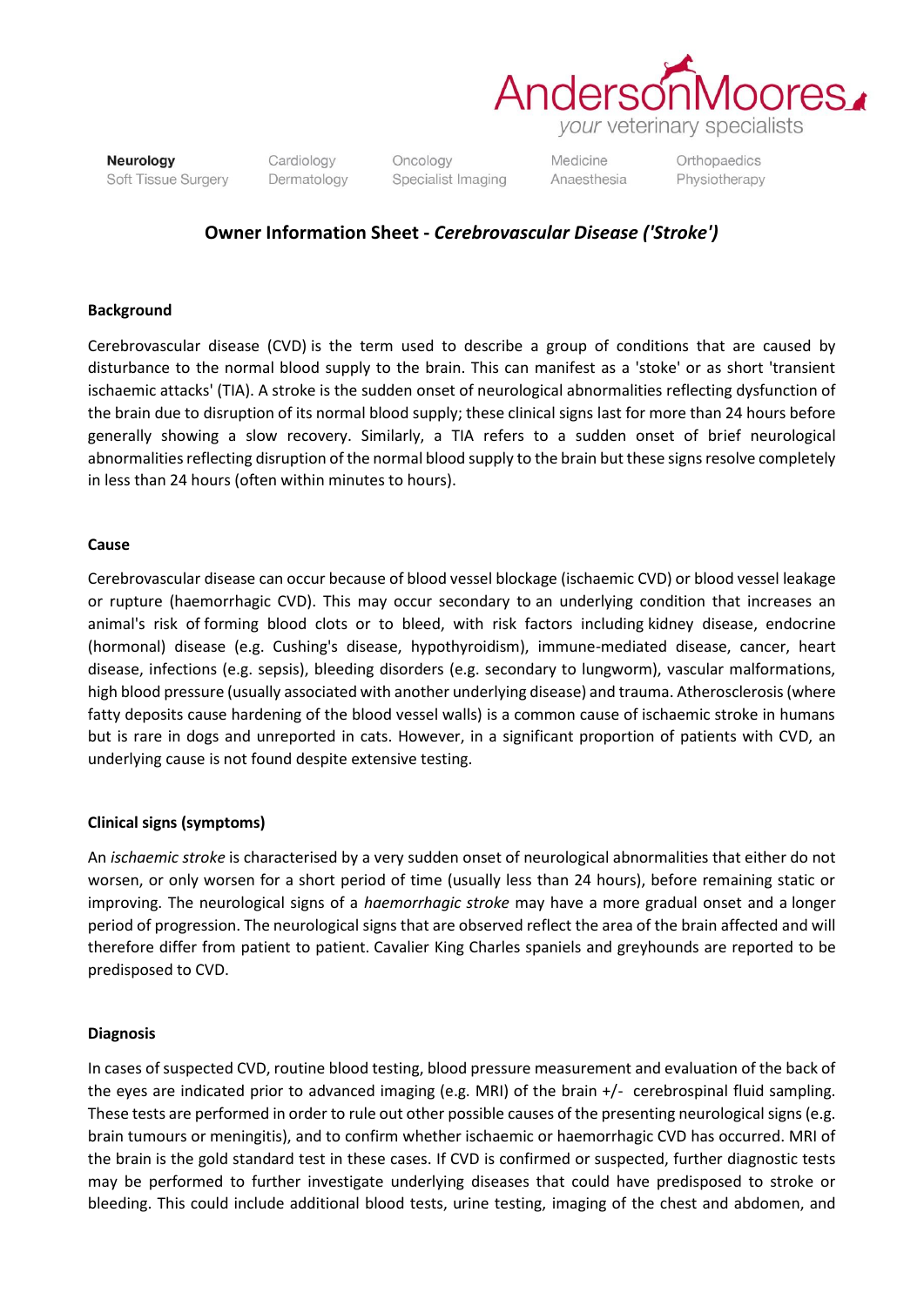Neurology
Soft Tissue Surgery

Cardiology
Dermatology

Oncology
Specialist Imaging

Medicine
Anaesthesia

Orthopaedics
Physiotherapy

# Owner Information Sheet - *Cerebrovascular Disease ('Stroke')*

## Background

Cerebrovascular disease (CVD) is the term used to describe a group of conditions that are caused by disturbance to the normal blood supply to the brain. This can manifest as a 'stoke' or as short 'transient ischaemic attacks' (TIA). A stroke is the sudden onset of neurological abnormalities reflecting dysfunction of the brain due to disruption of its normal blood supply; these clinical signs last for more than 24 hours before generally showing a slow recovery. Similarly, a TIA refers to a sudden onset of brief neurological abnormalities reflecting disruption of the normal blood supply to the brain but these signs resolve completely in less than 24 hours (often within minutes to hours).

## Cause

Cerebrovascular disease can occur because of blood vessel blockage (ischaemic CVD) or blood vessel leakage or rupture (haemorrhagic CVD). This may occur secondary to an underlying condition that increases an animal's risk of forming blood clots or to bleed, with risk factors including kidney disease, endocrine (hormonal) disease (e.g. Cushing's disease, hypothyroidism), immune-mediated disease, cancer, heart disease, infections (e.g. sepsis), bleeding disorders (e.g. secondary to lungworm), vascular malformations, high blood pressure (usually associated with another underlying disease) and trauma. Atherosclerosis (where fatty deposits cause hardening of the blood vessel walls) is a common cause of ischaemic stroke in humans but is rare in dogs and unreported in cats. However, in a significant proportion of patients with CVD, an underlying cause is not found despite extensive testing.

## Clinical signs (symptoms)

An *ischaemic stroke* is characterised by a very sudden onset of neurological abnormalities that either do not worsen, or only worsen for a short period of time (usually less than 24 hours), before remaining static or improving. The neurological signs of a *haemorrhagic stroke* may have a more gradual onset and a longer period of progression. The neurological signs that are observed reflect the area of the brain affected and will therefore differ from patient to patient. Cavalier King Charles spaniels and greyhounds are reported to be predisposed to CVD.

## Diagnosis

In cases of suspected CVD, routine blood testing, blood pressure measurement and evaluation of the back of the eyes are indicated prior to advanced imaging (e.g. MRI) of the brain +/- cerebrospinal fluid sampling. These tests are performed in order to rule out other possible causes of the presenting neurological signs (e.g. brain tumours or meningitis), and to confirm whether ischaemic or haemorrhagic CVD has occurred. MRI of the brain is the gold standard test in these cases. If CVD is confirmed or suspected, further diagnostic tests may be performed to further investigate underlying diseases that could have predisposed to stroke or bleeding. This could include additional blood tests, urine testing, imaging of the chest and abdomen, and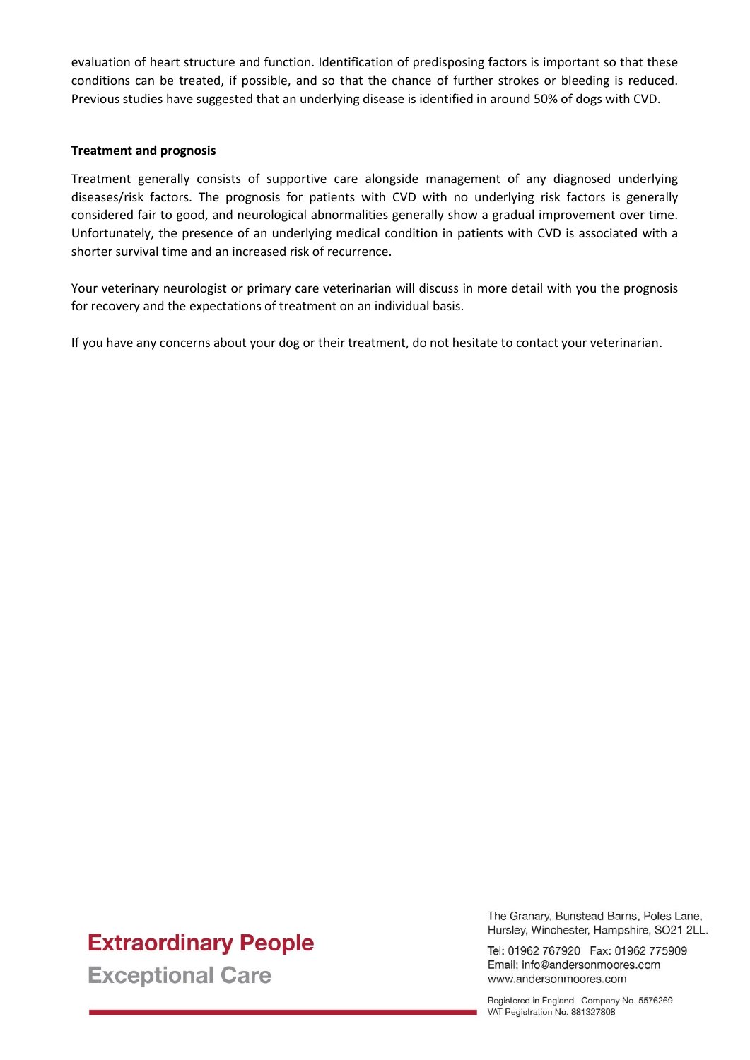evaluation of heart structure and function. Identification of predisposing factors is important so that these conditions can be treated, if possible, and so that the chance of further strokes or bleeding is reduced. Previous studies have suggested that an underlying disease is identified in around 50% of dogs with CVD.

**Treatment and prognosis**

Treatment generally consists of supportive care alongside management of any diagnosed underlying diseases/risk factors. The prognosis for patients with CVD with no underlying risk factors is generally considered fair to good, and neurological abnormalities generally show a gradual improvement over time. Unfortunately, the presence of an underlying medical condition in patients with CVD is associated with a shorter survival time and an increased risk of recurrence.

Your veterinary neurologist or primary care veterinarian will discuss in more detail with you the prognosis for recovery and the expectations of treatment on an individual basis.

If you have any concerns about your dog or their treatment, do not hesitate to contact your veterinarian.